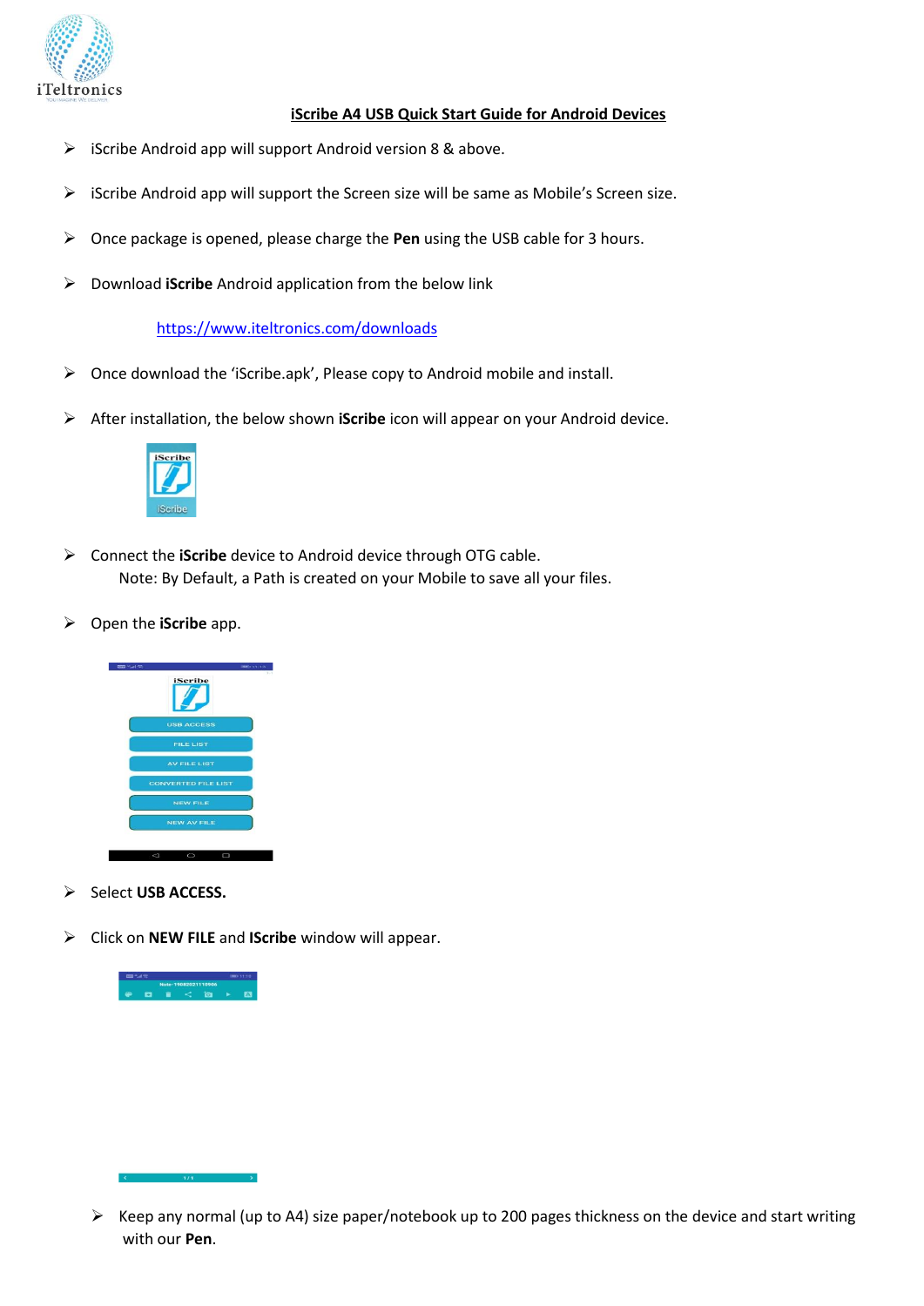iTeltronics

# iScribe A4 USB Quick Start Guide for Android Devices

- iScribe Android app will support Android version 8 & above.
- iScribe Android app will support the Screen size will be same as Mobile's Screen size.
- Once package is opened, please charge the **Pen** using the USB cable for 3 hours.
- Download **iScribe** Android application from the below link

  https://www.iteltronics.com/downloads

- Once download the 'iScribe.apk', Please copy to Android mobile and install.
- After installation, the below shown **iScribe** icon will appear on your Android device.
- Connect the **iScribe** device to Android device through OTG cable.

  Note: By Default, a Path is created on your Mobile to save all your files.

- Open the **iScribe** app.
- Select **USB ACCESS.**
- Click on **NEW FILE** and **IScribe** window will appear.
- Keep any normal (up to A4) size paper/notebook up to 200 pages thickness on the device and start writing with our **Pen**.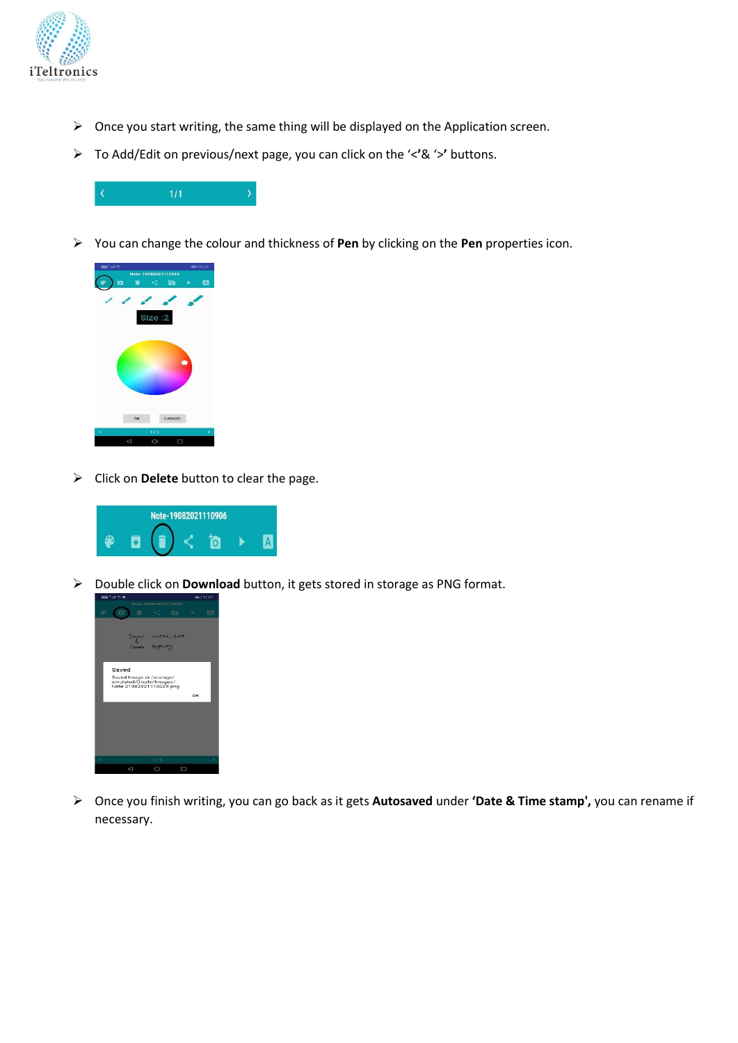- Once you start writing, the same thing will be displayed on the Application screen.
- To Add/Edit on previous/next page, you can click on the '<'& '>' buttons.
- You can change the colour and thickness of **Pen** by clicking on the **Pen** properties icon.
- Click on **Delete** button to clear the page.
- Double click on **Download** button, it gets stored in storage as PNG format.
- Once you finish writing, you can go back as it gets **Autosaved** under **'Date & Time stamp',** you can rename if necessary.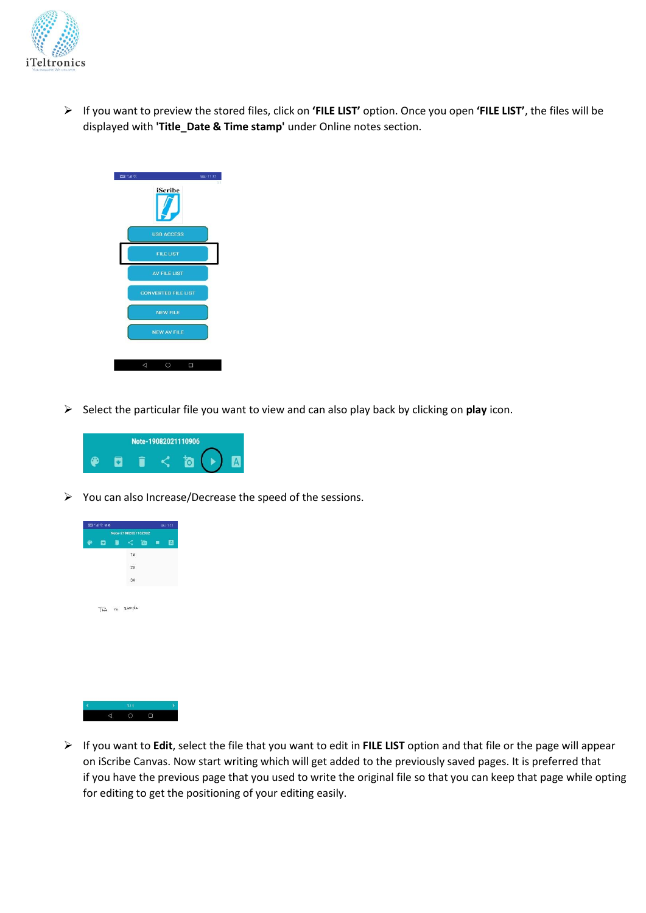- If you want to preview the stored files, click on **'FILE LIST'** option. Once you open **'FILE LIST'**, the files will be displayed with **'Title_Date & Time stamp'** under Online notes section.

- Select the particular file you want to view and can also play back by clicking on **play** icon.

- You can also Increase/Decrease the speed of the sessions.

- If you want to **Edit**, select the file that you want to edit in **FILE LIST** option and that file or the page will appear on iScribe Canvas. Now start writing which will get added to the previously saved pages. It is preferred that if you have the previous page that you used to write the original file so that you can keep that page while opting for editing to get the positioning of your editing easily.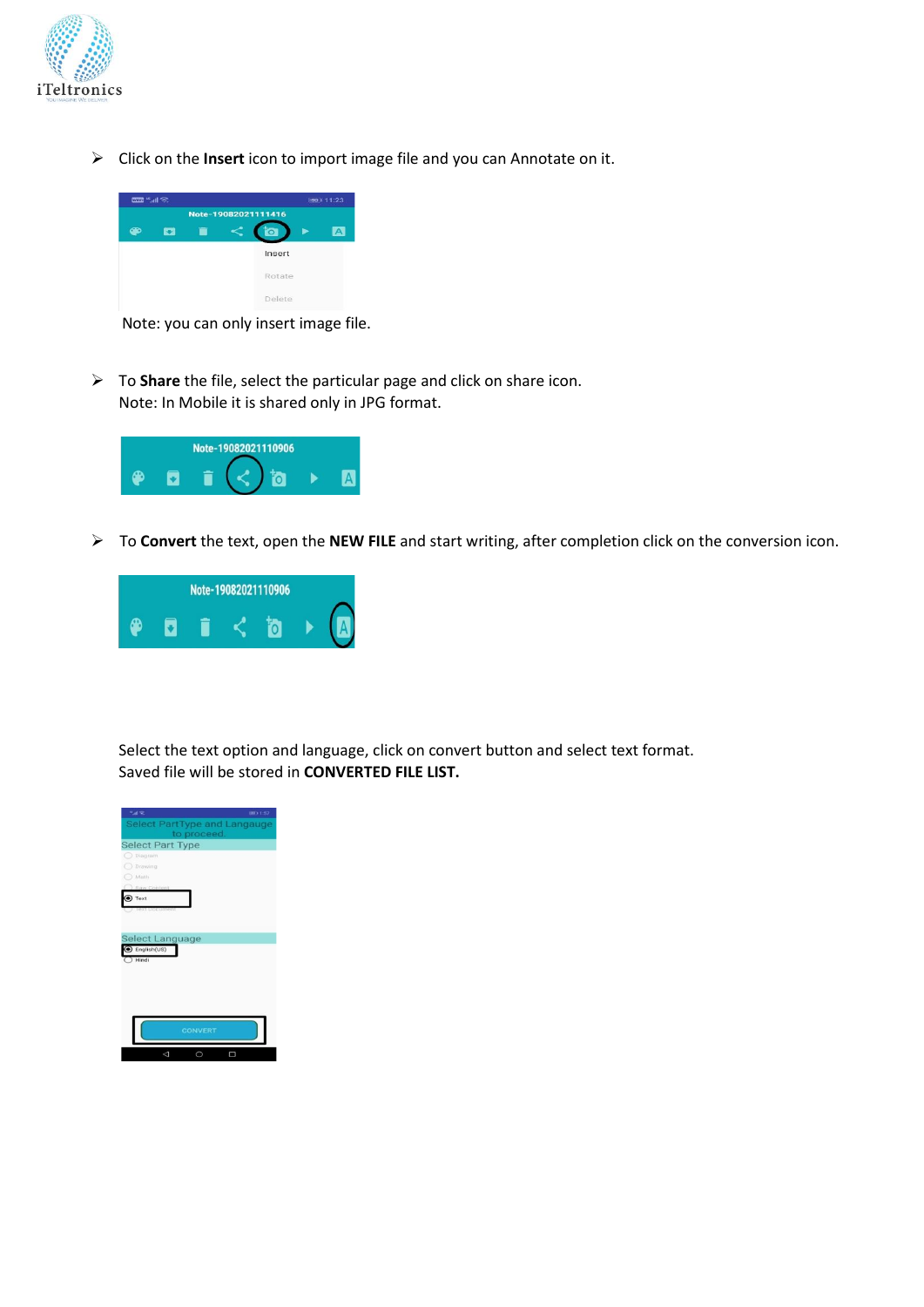- Click on the **Insert** icon to import image file and you can Annotate on it.

Note: you can only insert image file.

- To **Share** the file, select the particular page and click on share icon.
  Note: In Mobile it is shared only in JPG format.

- To **Convert** the text, open the **NEW FILE** and start writing, after completion click on the conversion icon.

Select the text option and language, click on convert button and select text format.
Saved file will be stored in **CONVERTED FILE LIST.**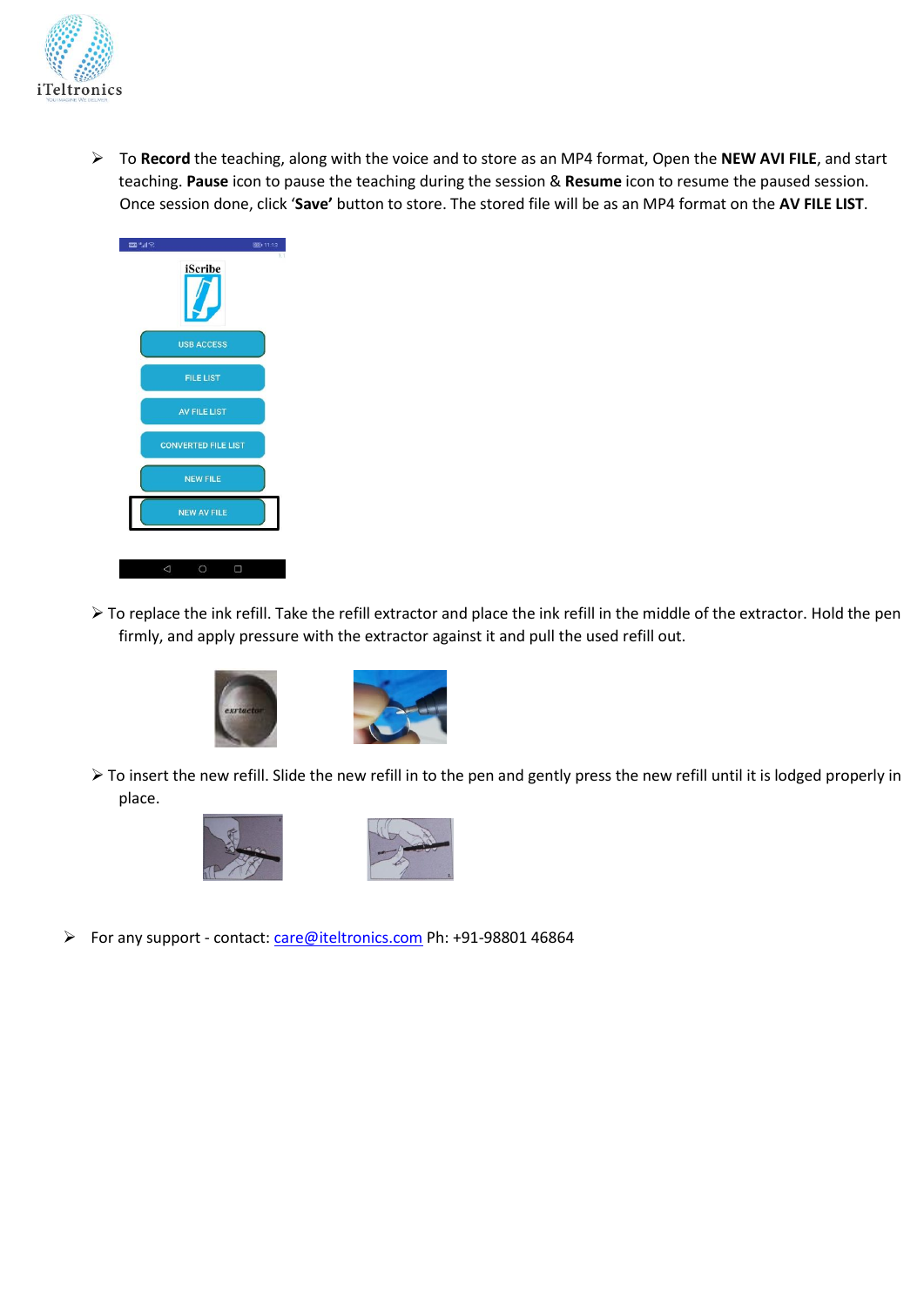- To **Record** the teaching, along with the voice and to store as an MP4 format, Open the **NEW AVI FILE**, and start teaching. **Pause** icon to pause the teaching during the session & **Resume** icon to resume the paused session. Once session done, click '**Save'** button to store. The stored file will be as an MP4 format on the **AV FILE LIST**.

- To replace the ink refill. Take the refill extractor and place the ink refill in the middle of the extractor. Hold the pen firmly, and apply pressure with the extractor against it and pull the used refill out.

- To insert the new refill. Slide the new refill in to the pen and gently press the new refill until it is lodged properly in place.

- For any support - contact: care@iteltronics.com Ph: +91-98801 46864